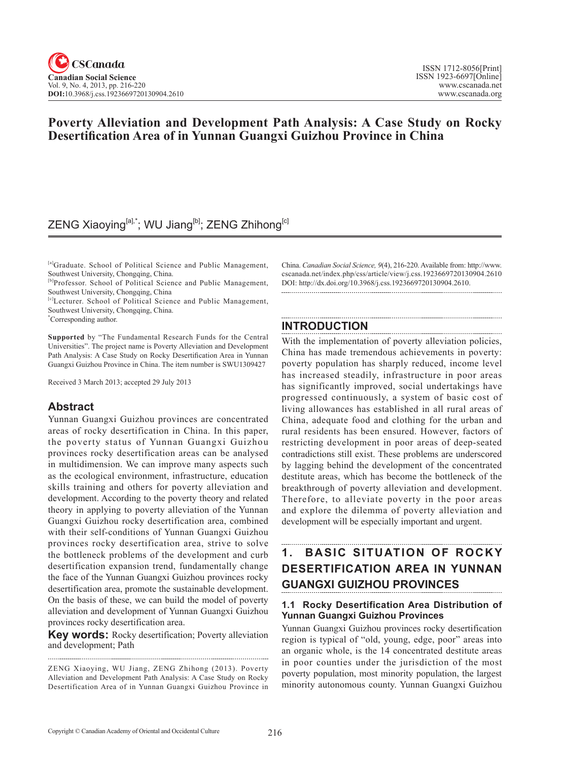# Poverty Alleviation and Development Path Analysis: A Case Study on Rocky Desertification Area of in Yunnan Guangxi Guizhou Province in China

ZENG Xiaoying[a],*; WU Jiang[b]; ZENG Zhihong[c]

[a]Graduate. School of Political Science and Public Management, Southwest University, Chongqing, China.
[b]Professor. School of Political Science and Public Management, Southwest University, Chongqing, China
[c]Lecturer. School of Political Science and Public Management, Southwest University, Chongqing, China.
*Corresponding author.

**Supported** by "The Fundamental Research Funds for the Central Universities". The project name is Poverty Alleviation and Development Path Analysis: A Case Study on Rocky Desertification Area in Yunnan Guangxi Guizhou Province in China. The item number is SWU1309427

Received 3 March 2013; accepted 29 July 2013

## Abstract

Yunnan Guangxi Guizhou provinces are concentrated areas of rocky desertification in China. In this paper, the poverty status of Yunnan Guangxi Guizhou provinces rocky desertification areas can be analysed in multidimension. We can improve many aspects such as the ecological environment, infrastructure, education skills training and others for poverty alleviation and development. According to the poverty theory and related theory in applying to poverty alleviation of the Yunnan Guangxi Guizhou rocky desertification area, combined with their self-conditions of Yunnan Guangxi Guizhou provinces rocky desertification area, strive to solve the bottleneck problems of the development and curb desertification expansion trend, fundamentally change the face of the Yunnan Guangxi Guizhou provinces rocky desertification area, promote the sustainable development. On the basis of these, we can build the model of poverty alleviation and development of Yunnan Guangxi Guizhou provinces rocky desertification area.

**Key words:** Rocky desertification; Poverty alleviation and development; Path

ZENG Xiaoying, WU Jiang, ZENG Zhihong (2013). Poverty Alleviation and Development Path Analysis: A Case Study on Rocky Desertification Area of in Yunnan Guangxi Guizhou Province in China. *Canadian Social Science, 9*(4), 216-220. Available from: http://www.cscanada.net/index.php/css/article/view/j.css.1923669720130904.2610 DOI: http://dx.doi.org/10.3968/j.css.1923669720130904.2610.

## INTRODUCTION

With the implementation of poverty alleviation policies, China has made tremendous achievements in poverty: poverty population has sharply reduced, income level has increased steadily, infrastructure in poor areas has significantly improved, social undertakings have progressed continuously, a system of basic cost of living allowances has established in all rural areas of China, adequate food and clothing for the urban and rural residents has been ensured. However, factors of restricting development in poor areas of deep-seated contradictions still exist. These problems are underscored by lagging behind the development of the concentrated destitute areas, which has become the bottleneck of the breakthrough of poverty alleviation and development. Therefore, to alleviate poverty in the poor areas and explore the dilemma of poverty alleviation and development will be especially important and urgent.

## 1. BASIC SITUATION OF ROCKY DESERTIFICATION AREA IN YUNNAN GUANGXI GUIZHOU PROVINCES

### 1.1 Rocky Desertification Area Distribution of Yunnan Guangxi Guizhou Provinces

Yunnan Guangxi Guizhou provinces rocky desertification region is typical of "old, young, edge, poor" areas into an organic whole, is the 14 concentrated destitute areas in poor counties under the jurisdiction of the most poverty population, most minority population, the largest minority autonomous county. Yunnan Guangxi Guizhou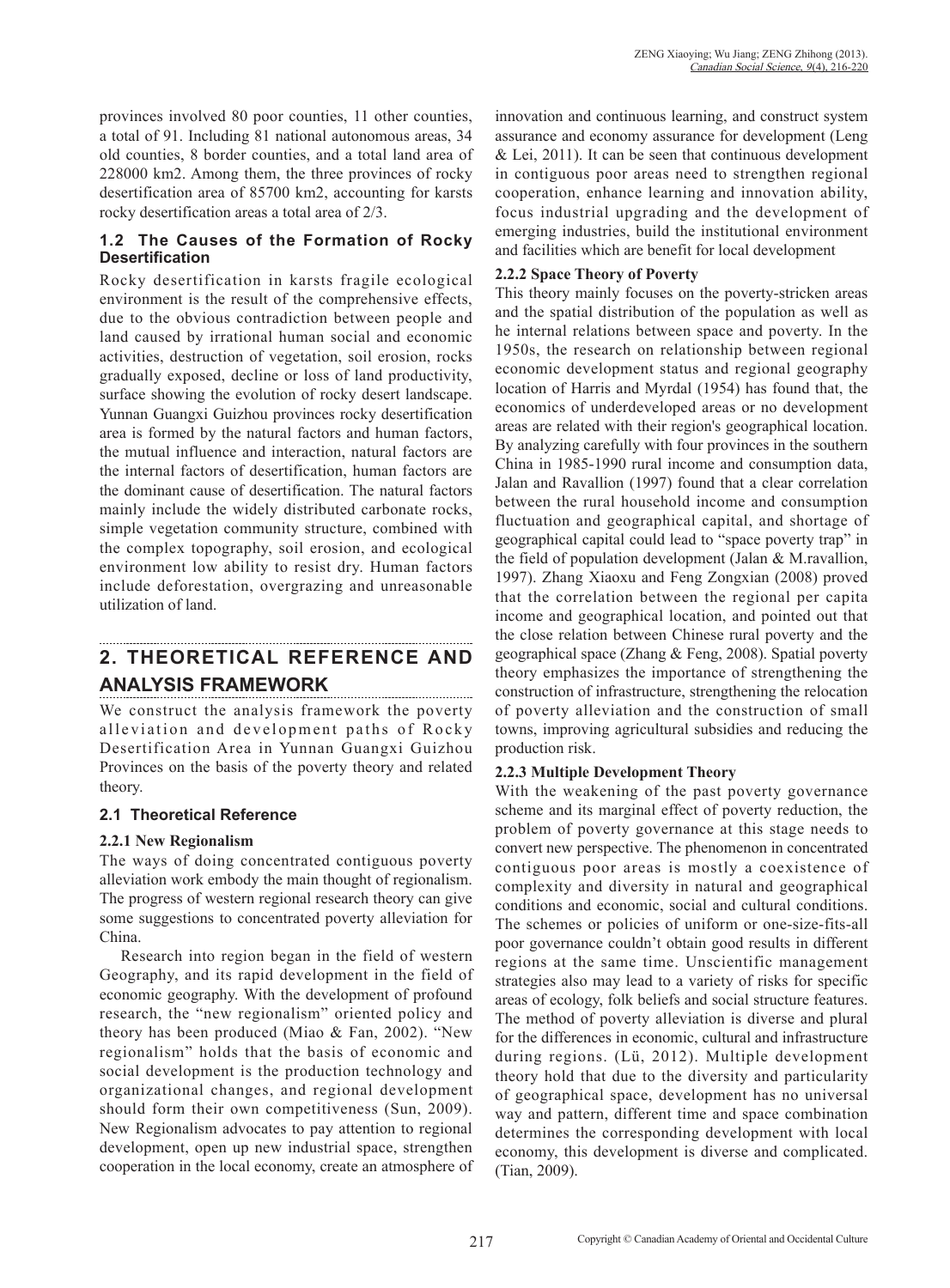provinces involved 80 poor counties, 11 other counties, a total of 91. Including 81 national autonomous areas, 34 old counties, 8 border counties, and a total land area of 228000 km2. Among them, the three provinces of rocky desertification area of 85700 km2, accounting for karsts rocky desertification areas a total area of 2/3.

### 1.2 The Causes of the Formation of Rocky Desertification

Rocky desertification in karsts fragile ecological environment is the result of the comprehensive effects, due to the obvious contradiction between people and land caused by irrational human social and economic activities, destruction of vegetation, soil erosion, rocks gradually exposed, decline or loss of land productivity, surface showing the evolution of rocky desert landscape. Yunnan Guangxi Guizhou provinces rocky desertification area is formed by the natural factors and human factors, the mutual influence and interaction, natural factors are the internal factors of desertification, human factors are the dominant cause of desertification. The natural factors mainly include the widely distributed carbonate rocks, simple vegetation community structure, combined with the complex topography, soil erosion, and ecological environment low ability to resist dry. Human factors include deforestation, overgrazing and unreasonable utilization of land.

## 2. THEORETICAL REFERENCE AND ANALYSIS FRAMEWORK

We construct the analysis framework the poverty alleviation and development paths of Rocky Desertification Area in Yunnan Guangxi Guizhou Provinces on the basis of the poverty theory and related theory.

### 2.1 Theoretical Reference

#### 2.2.1 New Regionalism

The ways of doing concentrated contiguous poverty alleviation work embody the main thought of regionalism. The progress of western regional research theory can give some suggestions to concentrated poverty alleviation for China.

Research into region began in the field of western Geography, and its rapid development in the field of economic geography. With the development of profound research, the "new regionalism" oriented policy and theory has been produced (Miao & Fan, 2002). "New regionalism" holds that the basis of economic and social development is the production technology and organizational changes, and regional development should form their own competitiveness (Sun, 2009). New Regionalism advocates to pay attention to regional development, open up new industrial space, strengthen cooperation in the local economy, create an atmosphere of innovation and continuous learning, and construct system assurance and economy assurance for development (Leng & Lei, 2011). It can be seen that continuous development in contiguous poor areas need to strengthen regional cooperation, enhance learning and innovation ability, focus industrial upgrading and the development of emerging industries, build the institutional environment and facilities which are benefit for local development

#### 2.2.2 Space Theory of Poverty

This theory mainly focuses on the poverty-stricken areas and the spatial distribution of the population as well as he internal relations between space and poverty. In the 1950s, the research on relationship between regional economic development status and regional geography location of Harris and Myrdal (1954) has found that, the economics of underdeveloped areas or no development areas are related with their region's geographical location. By analyzing carefully with four provinces in the southern China in 1985-1990 rural income and consumption data, Jalan and Ravallion (1997) found that a clear correlation between the rural household income and consumption fluctuation and geographical capital, and shortage of geographical capital could lead to "space poverty trap" in the field of population development (Jalan & M.ravallion, 1997). Zhang Xiaoxu and Feng Zongxian (2008) proved that the correlation between the regional per capita income and geographical location, and pointed out that the close relation between Chinese rural poverty and the geographical space (Zhang & Feng, 2008). Spatial poverty theory emphasizes the importance of strengthening the construction of infrastructure, strengthening the relocation of poverty alleviation and the construction of small towns, improving agricultural subsidies and reducing the production risk.

#### 2.2.3 Multiple Development Theory

With the weakening of the past poverty governance scheme and its marginal effect of poverty reduction, the problem of poverty governance at this stage needs to convert new perspective. The phenomenon in concentrated contiguous poor areas is mostly a coexistence of complexity and diversity in natural and geographical conditions and economic, social and cultural conditions. The schemes or policies of uniform or one-size-fits-all poor governance couldn't obtain good results in different regions at the same time. Unscientific management strategies also may lead to a variety of risks for specific areas of ecology, folk beliefs and social structure features. The method of poverty alleviation is diverse and plural for the differences in economic, cultural and infrastructure during regions. (Lü, 2012). Multiple development theory hold that due to the diversity and particularity of geographical space, development has no universal way and pattern, different time and space combination determines the corresponding development with local economy, this development is diverse and complicated. (Tian, 2009).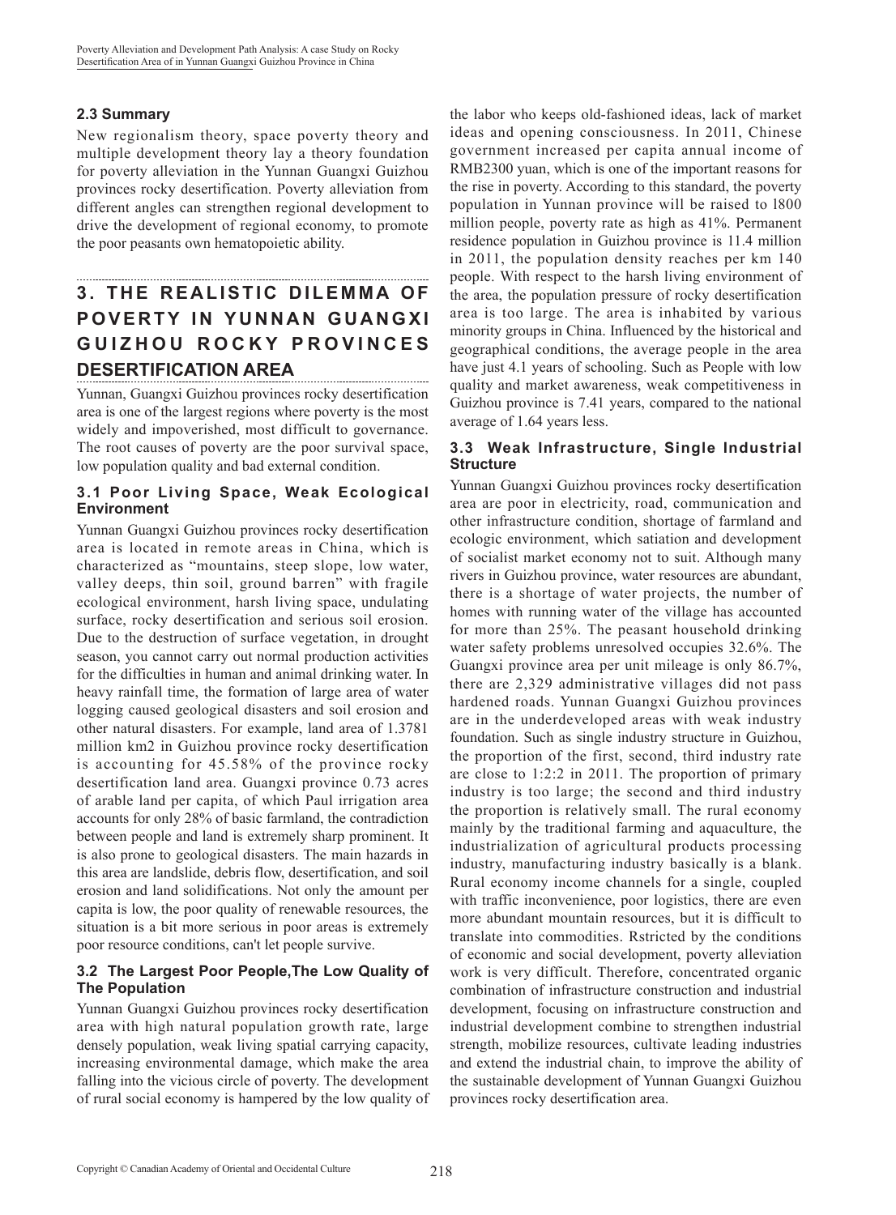### 2.3 Summary

New regionalism theory, space poverty theory and multiple development theory lay a theory foundation for poverty alleviation in the Yunnan Guangxi Guizhou provinces rocky desertification. Poverty alleviation from different angles can strengthen regional development to drive the development of regional economy, to promote the poor peasants own hematopoietic ability.

## 3. THE REALISTIC DILEMMA OF POVERTY IN YUNNAN GUANGXI GUIZHOU ROCKY PROVINCES DESERTIFICATION AREA

Yunnan, Guangxi Guizhou provinces rocky desertification area is one of the largest regions where poverty is the most widely and impoverished, most difficult to governance. The root causes of poverty are the poor survival space, low population quality and bad external condition.

### 3.1 Poor Living Space, Weak Ecological Environment

Yunnan Guangxi Guizhou provinces rocky desertification area is located in remote areas in China, which is characterized as "mountains, steep slope, low water, valley deeps, thin soil, ground barren" with fragile ecological environment, harsh living space, undulating surface, rocky desertification and serious soil erosion. Due to the destruction of surface vegetation, in drought season, you cannot carry out normal production activities for the difficulties in human and animal drinking water. In heavy rainfall time, the formation of large area of water logging caused geological disasters and soil erosion and other natural disasters. For example, land area of 1.3781 million km2 in Guizhou province rocky desertification is accounting for 45.58% of the province rocky desertification land area. Guangxi province 0.73 acres of arable land per capita, of which Paul irrigation area accounts for only 28% of basic farmland, the contradiction between people and land is extremely sharp prominent. It is also prone to geological disasters. The main hazards in this area are landslide, debris flow, desertification, and soil erosion and land solidifications. Not only the amount per capita is low, the poor quality of renewable resources, the situation is a bit more serious in poor areas is extremely poor resource conditions, can't let people survive.

### 3.2 The Largest Poor People,The Low Quality of The Population

Yunnan Guangxi Guizhou provinces rocky desertification area with high natural population growth rate, large densely population, weak living spatial carrying capacity, increasing environmental damage, which make the area falling into the vicious circle of poverty. The development of rural social economy is hampered by the low quality of the labor who keeps old-fashioned ideas, lack of market ideas and opening consciousness. In 2011, Chinese government increased per capita annual income of RMB2300 yuan, which is one of the important reasons for the rise in poverty. According to this standard, the poverty population in Yunnan province will be raised to l800 million people, poverty rate as high as 41%. Permanent residence population in Guizhou province is 11.4 million in 2011, the population density reaches per km 140 people. With respect to the harsh living environment of the area, the population pressure of rocky desertification area is too large. The area is inhabited by various minority groups in China. Influenced by the historical and geographical conditions, the average people in the area have just 4.1 years of schooling. Such as People with low quality and market awareness, weak competitiveness in Guizhou province is 7.41 years, compared to the national average of 1.64 years less.

### 3.3 Weak Infrastructure, Single Industrial Structure

Yunnan Guangxi Guizhou provinces rocky desertification area are poor in electricity, road, communication and other infrastructure condition, shortage of farmland and ecologic environment, which satiation and development of socialist market economy not to suit. Although many rivers in Guizhou province, water resources are abundant, there is a shortage of water projects, the number of homes with running water of the village has accounted for more than 25%. The peasant household drinking water safety problems unresolved occupies 32.6%. The Guangxi province area per unit mileage is only 86.7%, there are 2,329 administrative villages did not pass hardened roads. Yunnan Guangxi Guizhou provinces are in the underdeveloped areas with weak industry foundation. Such as single industry structure in Guizhou, the proportion of the first, second, third industry rate are close to 1:2:2 in 2011. The proportion of primary industry is too large; the second and third industry the proportion is relatively small. The rural economy mainly by the traditional farming and aquaculture, the industrialization of agricultural products processing industry, manufacturing industry basically is a blank. Rural economy income channels for a single, coupled with traffic inconvenience, poor logistics, there are even more abundant mountain resources, but it is difficult to translate into commodities. Rstricted by the conditions of economic and social development, poverty alleviation work is very difficult. Therefore, concentrated organic combination of infrastructure construction and industrial development, focusing on infrastructure construction and industrial development combine to strengthen industrial strength, mobilize resources, cultivate leading industries and extend the industrial chain, to improve the ability of the sustainable development of Yunnan Guangxi Guizhou provinces rocky desertification area.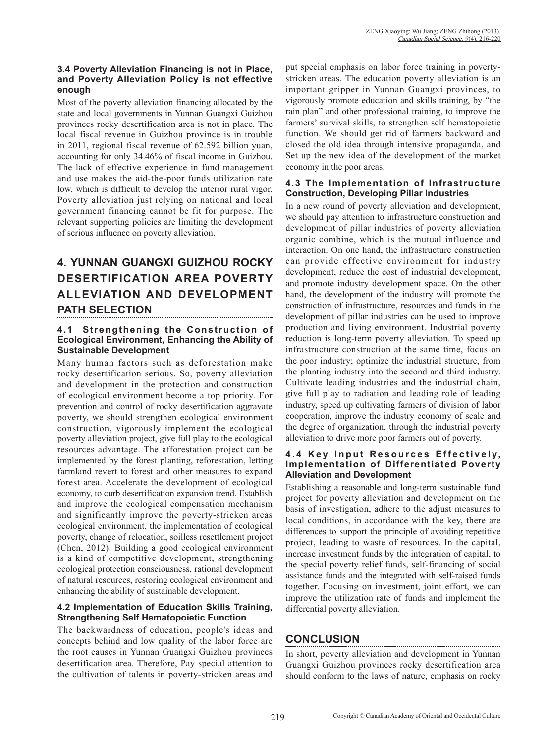### 3.4 Poverty Alleviation Financing is not in Place, and Poverty Alleviation Policy is not effective enough

Most of the poverty alleviation financing allocated by the state and local governments in Yunnan Guangxi Guizhou provinces rocky desertification area is not in place. The local fiscal revenue in Guizhou province is in trouble in 2011, regional fiscal revenue of 62.592 billion yuan, accounting for only 34.46% of fiscal income in Guizhou. The lack of effective experience in fund management and use makes the aid-the-poor funds utilization rate low, which is difficult to develop the interior rural vigor. Poverty alleviation just relying on national and local government financing cannot be fit for purpose. The relevant supporting policies are limiting the development of serious influence on poverty alleviation.

## 4. YUNNAN GUANGXI GUIZHOU ROCKY DESERTIFICATION AREA POVERTY ALLEVIATION AND DEVELOPMENT PATH SELECTION

### 4.1 Strengthening the Construction of Ecological Environment, Enhancing the Ability of Sustainable Development

Many human factors such as deforestation make rocky desertification serious. So, poverty alleviation and development in the protection and construction of ecological environment become a top priority. For prevention and control of rocky desertification aggravate poverty, we should strengthen ecological environment construction, vigorously implement the ecological poverty alleviation project, give full play to the ecological resources advantage. The afforestation project can be implemented by the forest planting, reforestation, letting farmland revert to forest and other measures to expand forest area. Accelerate the development of ecological economy, to curb desertification expansion trend. Establish and improve the ecological compensation mechanism and significantly improve the poverty-stricken areas ecological environment, the implementation of ecological poverty, change of relocation, soilless resettlement project (Chen, 2012). Building a good ecological environment is a kind of competitive development, strengthening ecological protection consciousness, rational development of natural resources, restoring ecological environment and enhancing the ability of sustainable development.

### 4.2 Implementation of Education Skills Training, Strengthening Self Hematopoietic Function

The backwardness of education, people's ideas and concepts behind and low quality of the labor force are the root causes in Yunnan Guangxi Guizhou provinces desertification area. Therefore, Pay special attention to the cultivation of talents in poverty-stricken areas and put special emphasis on labor force training in poverty-stricken areas. The education poverty alleviation is an important gripper in Yunnan Guangxi provinces, to vigorously promote education and skills training, by "the rain plan" and other professional training, to improve the farmers' survival skills, to strengthen self hematopoietic function. We should get rid of farmers backward and closed the old idea through intensive propaganda, and Set up the new idea of the development of the market economy in the poor areas.

### 4.3 The Implementation of Infrastructure Construction, Developing Pillar Industries

In a new round of poverty alleviation and development, we should pay attention to infrastructure construction and development of pillar industries of poverty alleviation organic combine, which is the mutual influence and interaction. On one hand, the infrastructure construction can provide effective environment for industry development, reduce the cost of industrial development, and promote industry development space. On the other hand, the development of the industry will promote the construction of infrastructure, resources and funds in the development of pillar industries can be used to improve production and living environment. Industrial poverty reduction is long-term poverty alleviation. To speed up infrastructure construction at the same time, focus on the poor industry; optimize the industrial structure, from the planting industry into the second and third industry. Cultivate leading industries and the industrial chain, give full play to radiation and leading role of leading industry, speed up cultivating farmers of division of labor cooperation, improve the industry economy of scale and the degree of organization, through the industrial poverty alleviation to drive more poor farmers out of poverty.

### 4.4 Key Input Resources Effectively, Implementation of Differentiated Poverty Alleviation and Development

Establishing a reasonable and long-term sustainable fund project for poverty alleviation and development on the basis of investigation, adhere to the adjust measures to local conditions, in accordance with the key, there are differences to support the principle of avoiding repetitive project, leading to waste of resources. In the capital, increase investment funds by the integration of capital, to the special poverty relief funds, self-financing of social assistance funds and the integrated with self-raised funds together. Focusing on investment, joint effort, we can improve the utilization rate of funds and implement the differential poverty alleviation.

## CONCLUSION

In short, poverty alleviation and development in Yunnan Guangxi Guizhou provinces rocky desertification area should conform to the laws of nature, emphasis on rocky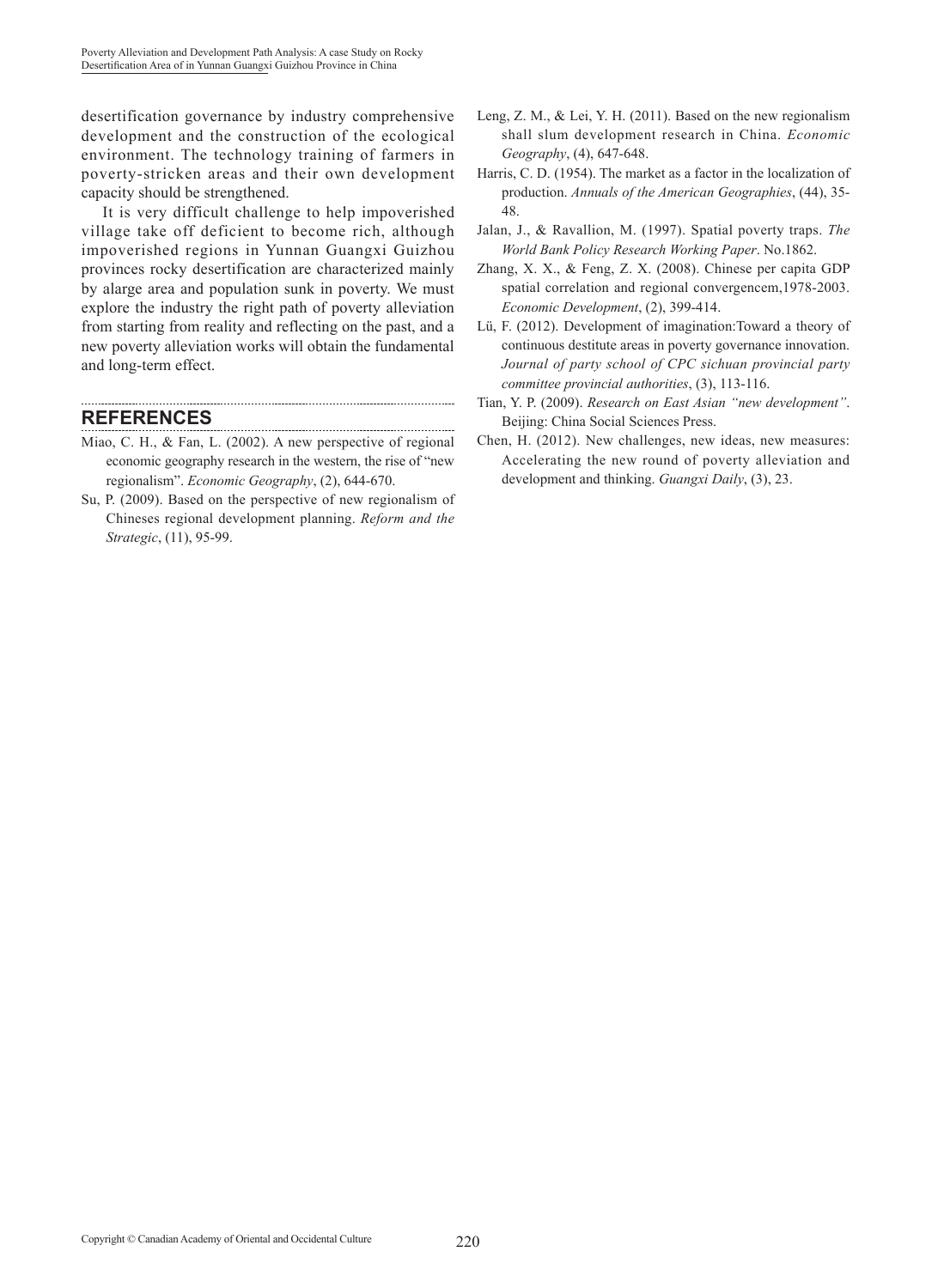desertification governance by industry comprehensive development and the construction of the ecological environment. The technology training of farmers in poverty-stricken areas and their own development capacity should be strengthened.

It is very difficult challenge to help impoverished village take off deficient to become rich, although impoverished regions in Yunnan Guangxi Guizhou provinces rocky desertification are characterized mainly by alarge area and population sunk in poverty. We must explore the industry the right path of poverty alleviation from starting from reality and reflecting on the past, and a new poverty alleviation works will obtain the fundamental and long-term effect.

## REFERENCES

Miao, C. H., & Fan, L. (2002). A new perspective of regional economic geography research in the western, the rise of "new regionalism". *Economic Geography*, (2), 644-670.

Su, P. (2009). Based on the perspective of new regionalism of Chineses regional development planning. *Reform and the Strategic*, (11), 95-99.

Leng, Z. M., & Lei, Y. H. (2011). Based on the new regionalism shall slum development research in China. *Economic Geography*, (4), 647-648.

Harris, C. D. (1954). The market as a factor in the localization of production. *Annuals of the American Geographies*, (44), 35-48.

Jalan, J., & Ravallion, M. (1997). Spatial poverty traps. *The World Bank Policy Research Working Paper*. No.1862.

Zhang, X. X., & Feng, Z. X. (2008). Chinese per capita GDP spatial correlation and regional convergencem,1978-2003. *Economic Development*, (2), 399-414.

Lü, F. (2012). Development of imagination:Toward a theory of continuous destitute areas in poverty governance innovation. *Journal of party school of CPC sichuan provincial party committee provincial authorities*, (3), 113-116.

Tian, Y. P. (2009). *Research on East Asian "new development"*. Beijing: China Social Sciences Press.

Chen, H. (2012). New challenges, new ideas, new measures: Accelerating the new round of poverty alleviation and development and thinking. *Guangxi Daily*, (3), 23.